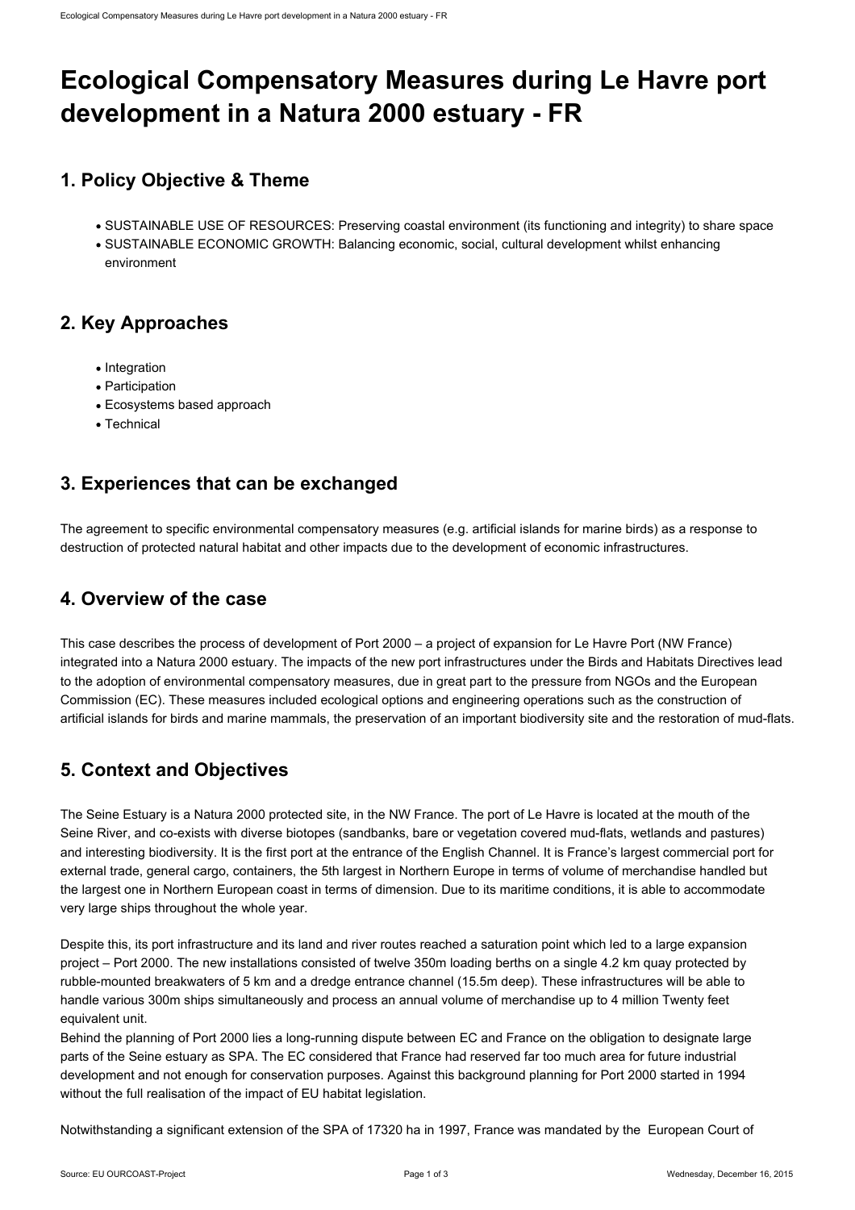# Ecological Compensatory Measures during Le Havre port development in a Natura 2000 estuary - FR

## 1. Policy Objective & Theme

- SUSTAINABLE USE OF RESOURCES: Preserving coastal environment (its functioning and integrity) to share space
- SUSTAINABLE ECONOMIC GROWTH: Balancing economic, social, cultural development whilst enhancing environment

## 2. Key Approaches

- Integration
- Participation
- Ecosystems based approach
- Technical

## 3. Experiences that can be exchanged

The agreement to specific environmental compensatory measures (e.g. artificial islands for marine birds) as a response to destruction of protected natural habitat and other impacts due to the development of economic infrastructures.

## 4. Overview of the case

This case describes the process of development of Port 2000 – a project of expansion for Le Havre Port (NW France) integrated into a Natura 2000 estuary. The impacts of the new port infrastructures under the Birds and Habitats Directives lead to the adoption of environmental compensatory measures, due in great part to the pressure from NGOs and the European Commission (EC). These measures included ecological options and engineering operations such as the construction of artificial islands for birds and marine mammals, the preservation of an important biodiversity site and the restoration of mud-flats.

## 5. Context and Objectives

The Seine Estuary is a Natura 2000 protected site, in the NW France. The port of Le Havre is located at the mouth of the Seine River, and co-exists with diverse biotopes (sandbanks, bare or vegetation covered mud-flats, wetlands and pastures) and interesting biodiversity. It is the first port at the entrance of the English Channel. It is France's largest commercial port for external trade, general cargo, containers, the 5th largest in Northern Europe in terms of volume of merchandise handled but the largest one in Northern European coast in terms of dimension. Due to its maritime conditions, it is able to accommodate very large ships throughout the whole year.

Despite this, its port infrastructure and its land and river routes reached a saturation point which led to a large expansion project – Port 2000. The new installations consisted of twelve 350m loading berths on a single 4.2 km quay protected by rubble-mounted breakwaters of 5 km and a dredge entrance channel (15.5m deep). These infrastructures will be able to handle various 300m ships simultaneously and process an annual volume of merchandise up to 4 million Twenty feet equivalent unit.

Behind the planning of Port 2000 lies a long-running dispute between EC and France on the obligation to designate large parts of the Seine estuary as SPA. The EC considered that France had reserved far too much area for future industrial development and not enough for conservation purposes. Against this background planning for Port 2000 started in 1994 without the full realisation of the impact of EU habitat legislation.

Notwithstanding a significant extension of the SPA of 17320 ha in 1997, France was mandated by the European Court of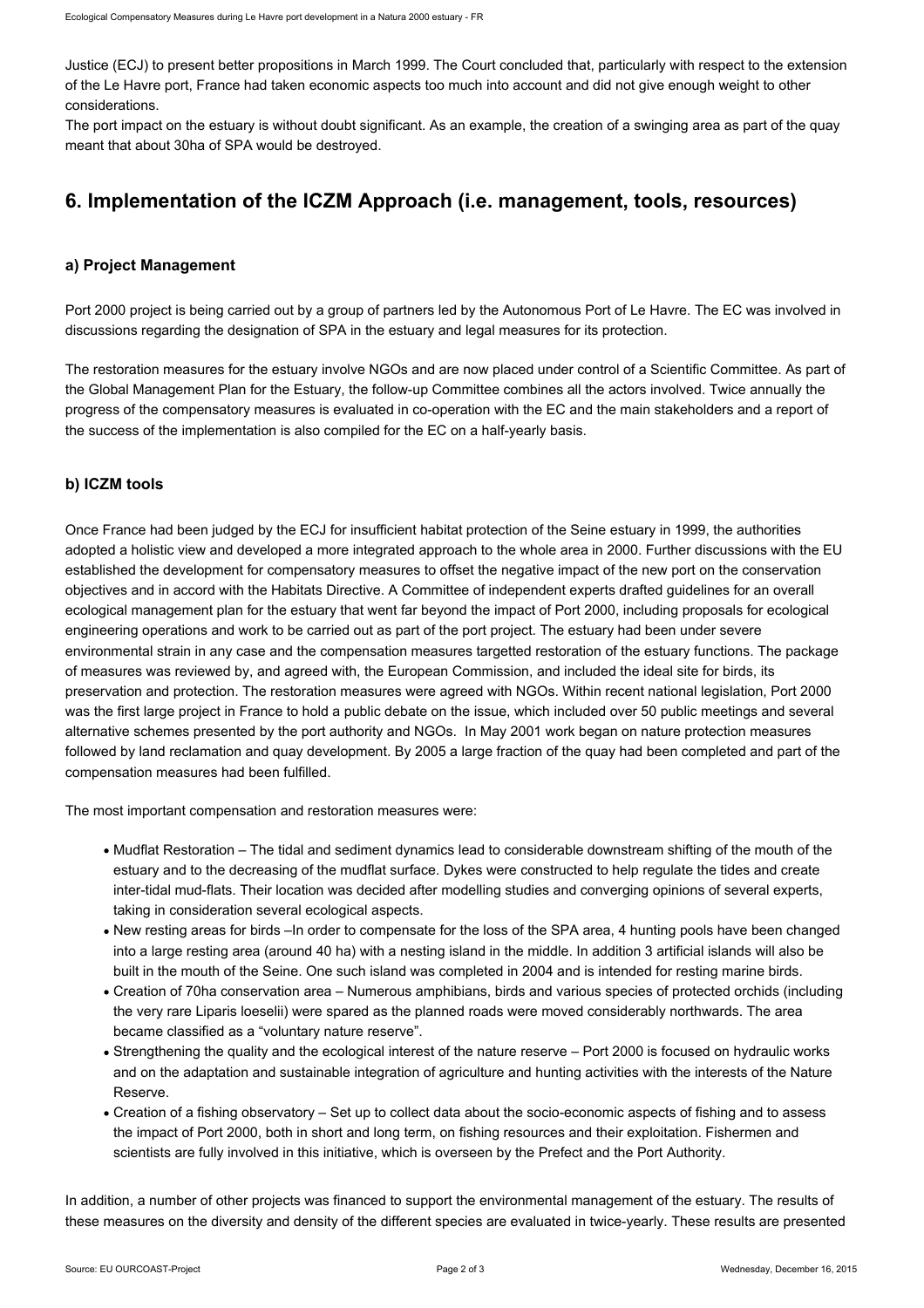Justice (ECJ) to present better propositions in March 1999. The Court concluded that, particularly with respect to the extension of the Le Havre port, France had taken economic aspects too much into account and did not give enough weight to other considerations.
The port impact on the estuary is without doubt significant. As an example, the creation of a swinging area as part of the quay meant that about 30ha of SPA would be destroyed.

## 6. Implementation of the ICZM Approach (i.e. management, tools, resources)

### a) Project Management

Port 2000 project is being carried out by a group of partners led by the Autonomous Port of Le Havre. The EC was involved in discussions regarding the designation of SPA in the estuary and legal measures for its protection.

The restoration measures for the estuary involve NGOs and are now placed under control of a Scientific Committee. As part of the Global Management Plan for the Estuary, the follow-up Committee combines all the actors involved. Twice annually the progress of the compensatory measures is evaluated in co-operation with the EC and the main stakeholders and a report of the success of the implementation is also compiled for the EC on a half-yearly basis.

### b) ICZM tools

Once France had been judged by the ECJ for insufficient habitat protection of the Seine estuary in 1999, the authorities adopted a holistic view and developed a more integrated approach to the whole area in 2000. Further discussions with the EU established the development for compensatory measures to offset the negative impact of the new port on the conservation objectives and in accord with the Habitats Directive. A Committee of independent experts drafted guidelines for an overall ecological management plan for the estuary that went far beyond the impact of Port 2000, including proposals for ecological engineering operations and work to be carried out as part of the port project. The estuary had been under severe environmental strain in any case and the compensation measures targetted restoration of the estuary functions. The package of measures was reviewed by, and agreed with, the European Commission, and included the ideal site for birds, its preservation and protection. The restoration measures were agreed with NGOs. Within recent national legislation, Port 2000 was the first large project in France to hold a public debate on the issue, which included over 50 public meetings and several alternative schemes presented by the port authority and NGOs. In May 2001 work began on nature protection measures followed by land reclamation and quay development. By 2005 a large fraction of the quay had been completed and part of the compensation measures had been fulfilled.

The most important compensation and restoration measures were:

- Mudflat Restoration – The tidal and sediment dynamics lead to considerable downstream shifting of the mouth of the estuary and to the decreasing of the mudflat surface. Dykes were constructed to help regulate the tides and create inter-tidal mud-flats. Their location was decided after modelling studies and converging opinions of several experts, taking in consideration several ecological aspects.
- New resting areas for birds –In order to compensate for the loss of the SPA area, 4 hunting pools have been changed into a large resting area (around 40 ha) with a nesting island in the middle. In addition 3 artificial islands will also be built in the mouth of the Seine. One such island was completed in 2004 and is intended for resting marine birds.
- Creation of 70ha conservation area – Numerous amphibians, birds and various species of protected orchids (including the very rare Liparis loeselii) were spared as the planned roads were moved considerably northwards. The area became classified as a "voluntary nature reserve".
- Strengthening the quality and the ecological interest of the nature reserve – Port 2000 is focused on hydraulic works and on the adaptation and sustainable integration of agriculture and hunting activities with the interests of the Nature Reserve.
- Creation of a fishing observatory – Set up to collect data about the socio-economic aspects of fishing and to assess the impact of Port 2000, both in short and long term, on fishing resources and their exploitation. Fishermen and scientists are fully involved in this initiative, which is overseen by the Prefect and the Port Authority.

In addition, a number of other projects was financed to support the environmental management of the estuary. The results of these measures on the diversity and density of the different species are evaluated in twice-yearly. These results are presented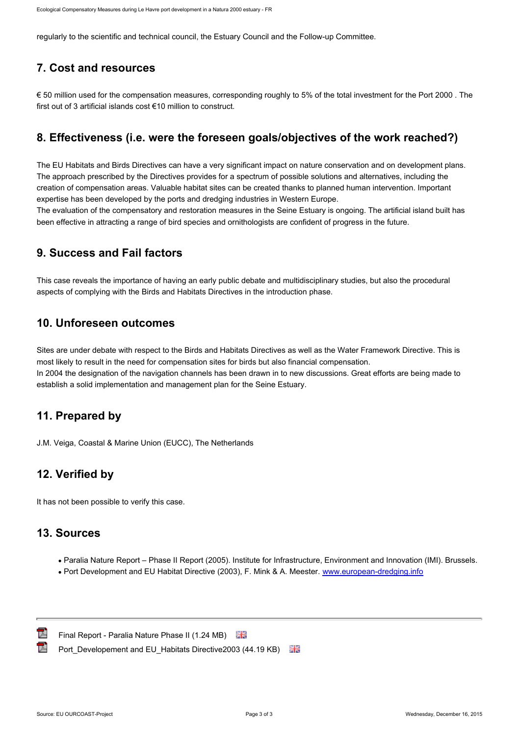regularly to the scientific and technical council, the Estuary Council and the Follow-up Committee.

## 7. Cost and resources

€ 50 million used for the compensation measures, corresponding roughly to 5% of the total investment for the Port 2000 . The first out of 3 artificial islands cost €10 million to construct.

## 8. Effectiveness (i.e. were the foreseen goals/objectives of the work reached?)

The EU Habitats and Birds Directives can have a very significant impact on nature conservation and on development plans. The approach prescribed by the Directives provides for a spectrum of possible solutions and alternatives, including the creation of compensation areas. Valuable habitat sites can be created thanks to planned human intervention. Important expertise has been developed by the ports and dredging industries in Western Europe.
The evaluation of the compensatory and restoration measures in the Seine Estuary is ongoing. The artificial island built has been effective in attracting a range of bird species and ornithologists are confident of progress in the future.

## 9. Success and Fail factors

This case reveals the importance of having an early public debate and multidisciplinary studies, but also the procedural aspects of complying with the Birds and Habitats Directives in the introduction phase.

## 10. Unforeseen outcomes

Sites are under debate with respect to the Birds and Habitats Directives as well as the Water Framework Directive. This is most likely to result in the need for compensation sites for birds but also financial compensation.
In 2004 the designation of the navigation channels has been drawn in to new discussions. Great efforts are being made to establish a solid implementation and management plan for the Seine Estuary.

## 11. Prepared by

J.M. Veiga, Coastal & Marine Union (EUCC), The Netherlands

## 12. Verified by

It has not been possible to verify this case.

## 13. Sources

- Paralia Nature Report – Phase II Report (2005). Institute for Infrastructure, Environment and Innovation (IMI). Brussels.
- Port Development and EU Habitat Directive (2003), F. Mink & A. Meester. www.european-dredging.info

---

Final Report - Paralia Nature Phase II (1.24 MB)

Port_Developement and EU_Habitats Directive2003 (44.19 KB)